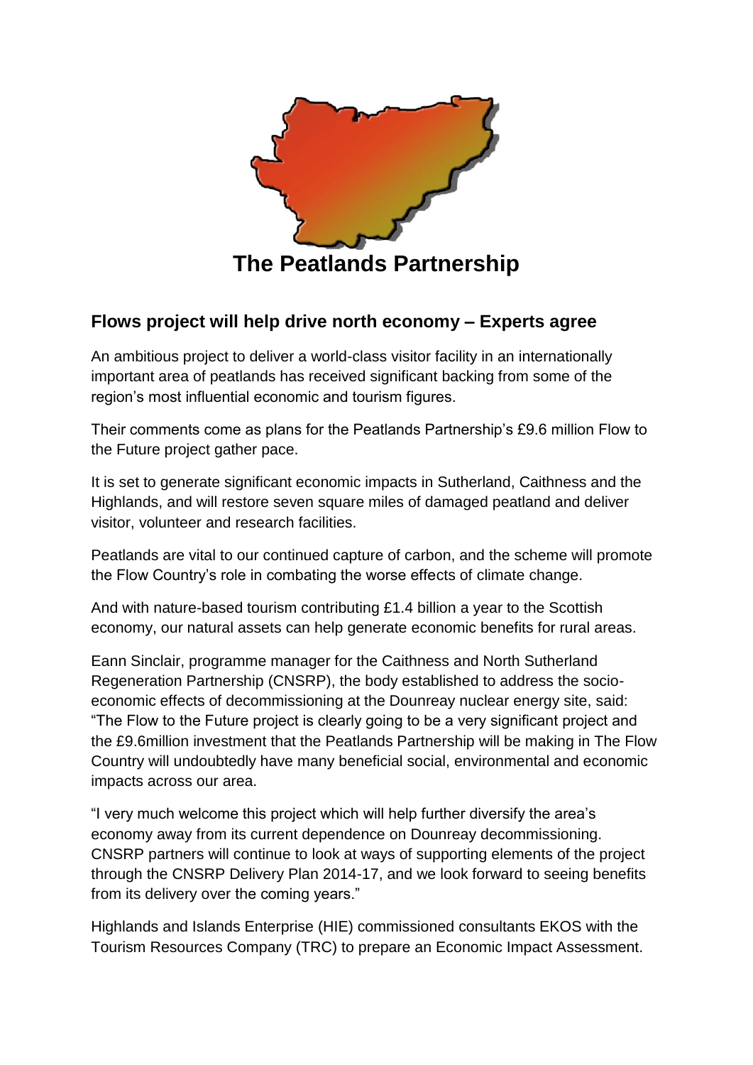# The Peatlands Partnership

## Flows project will help drive north economy – Experts agree

An ambitious project to deliver a world-class visitor facility in an internationally important area of peatlands has received significant backing from some of the region's most influential economic and tourism figures.

Their comments come as plans for the Peatlands Partnership's £9.6 million Flow to the Future project gather pace.

It is set to generate significant economic impacts in Sutherland, Caithness and the Highlands, and will restore seven square miles of damaged peatland and deliver visitor, volunteer and research facilities.

Peatlands are vital to our continued capture of carbon, and the scheme will promote the Flow Country's role in combating the worse effects of climate change.

And with nature-based tourism contributing £1.4 billion a year to the Scottish economy, our natural assets can help generate economic benefits for rural areas.

Eann Sinclair, programme manager for the Caithness and North Sutherland Regeneration Partnership (CNSRP), the body established to address the socio-economic effects of decommissioning at the Dounreay nuclear energy site, said: "The Flow to the Future project is clearly going to be a very significant project and the £9.6million investment that the Peatlands Partnership will be making in The Flow Country will undoubtedly have many beneficial social, environmental and economic impacts across our area.

"I very much welcome this project which will help further diversify the area's economy away from its current dependence on Dounreay decommissioning. CNSRP partners will continue to look at ways of supporting elements of the project through the CNSRP Delivery Plan 2014-17, and we look forward to seeing benefits from its delivery over the coming years."

Highlands and Islands Enterprise (HIE) commissioned consultants EKOS with the Tourism Resources Company (TRC) to prepare an Economic Impact Assessment.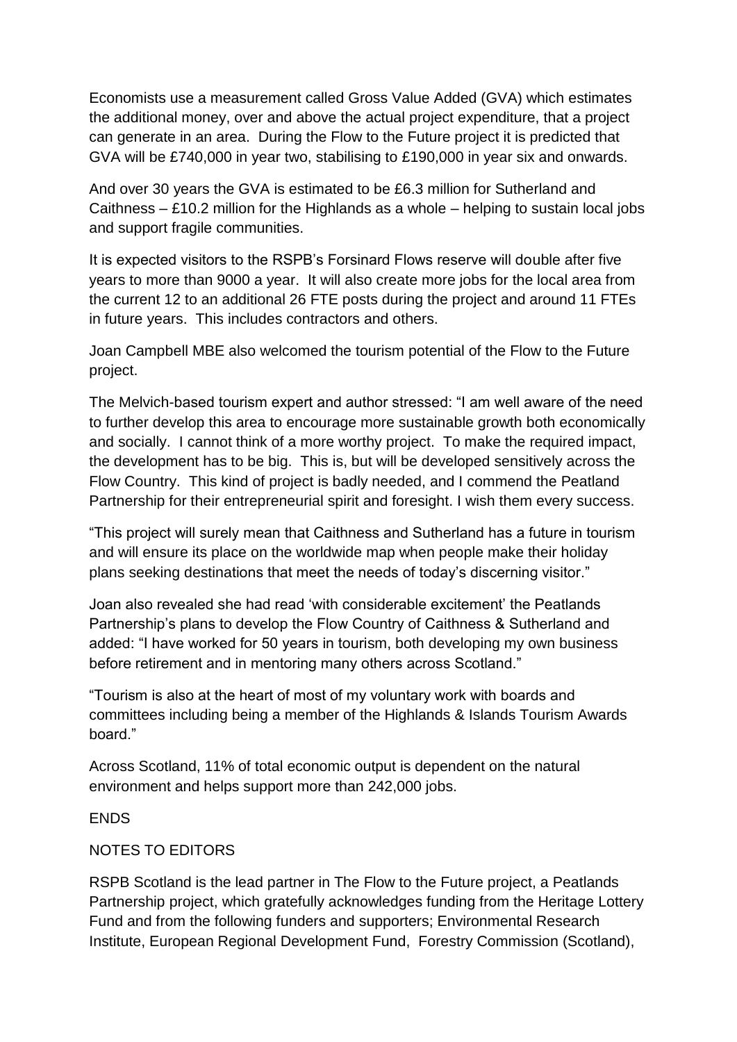Economists use a measurement called Gross Value Added (GVA) which estimates the additional money, over and above the actual project expenditure, that a project can generate in an area. During the Flow to the Future project it is predicted that GVA will be £740,000 in year two, stabilising to £190,000 in year six and onwards.

And over 30 years the GVA is estimated to be £6.3 million for Sutherland and Caithness – £10.2 million for the Highlands as a whole – helping to sustain local jobs and support fragile communities.

It is expected visitors to the RSPB's Forsinard Flows reserve will double after five years to more than 9000 a year. It will also create more jobs for the local area from the current 12 to an additional 26 FTE posts during the project and around 11 FTEs in future years. This includes contractors and others.

Joan Campbell MBE also welcomed the tourism potential of the Flow to the Future project.

The Melvich-based tourism expert and author stressed: "I am well aware of the need to further develop this area to encourage more sustainable growth both economically and socially. I cannot think of a more worthy project. To make the required impact, the development has to be big. This is, but will be developed sensitively across the Flow Country. This kind of project is badly needed, and I commend the Peatland Partnership for their entrepreneurial spirit and foresight. I wish them every success.

"This project will surely mean that Caithness and Sutherland has a future in tourism and will ensure its place on the worldwide map when people make their holiday plans seeking destinations that meet the needs of today's discerning visitor."

Joan also revealed she had read 'with considerable excitement' the Peatlands Partnership's plans to develop the Flow Country of Caithness & Sutherland and added: "I have worked for 50 years in tourism, both developing my own business before retirement and in mentoring many others across Scotland."

"Tourism is also at the heart of most of my voluntary work with boards and committees including being a member of the Highlands & Islands Tourism Awards board."

Across Scotland, 11% of total economic output is dependent on the natural environment and helps support more than 242,000 jobs.

ENDS

NOTES TO EDITORS

RSPB Scotland is the lead partner in The Flow to the Future project, a Peatlands Partnership project, which gratefully acknowledges funding from the Heritage Lottery Fund and from the following funders and supporters; Environmental Research Institute, European Regional Development Fund, Forestry Commission (Scotland),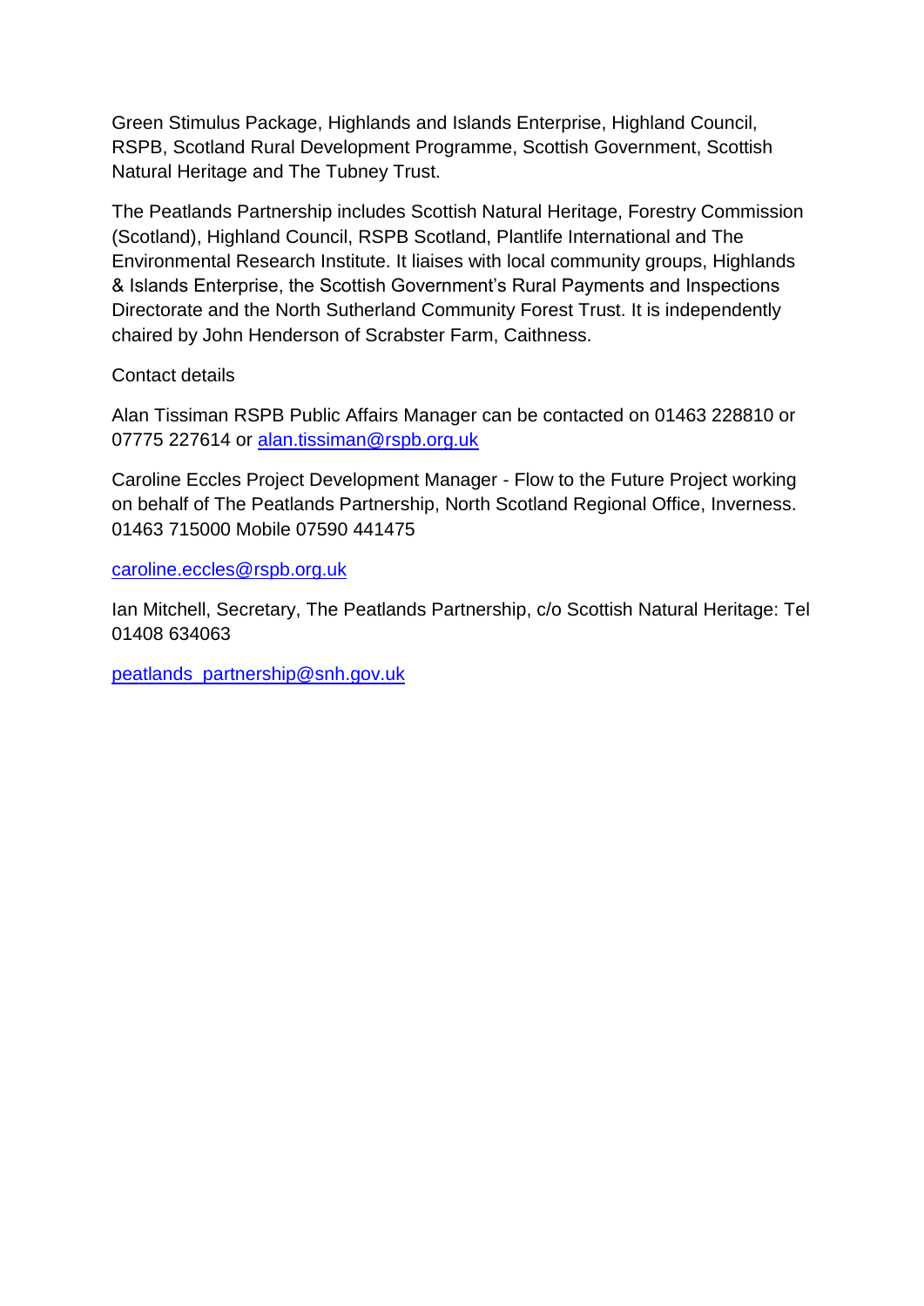Green Stimulus Package, Highlands and Islands Enterprise, Highland Council, RSPB, Scotland Rural Development Programme, Scottish Government, Scottish Natural Heritage and The Tubney Trust.

The Peatlands Partnership includes Scottish Natural Heritage, Forestry Commission (Scotland), Highland Council, RSPB Scotland, Plantlife International and The Environmental Research Institute. It liaises with local community groups, Highlands & Islands Enterprise, the Scottish Government's Rural Payments and Inspections Directorate and the North Sutherland Community Forest Trust. It is independently chaired by John Henderson of Scrabster Farm, Caithness.

Contact details

Alan Tissiman RSPB Public Affairs Manager can be contacted on 01463 228810 or 07775 227614 or alan.tissiman@rspb.org.uk

Caroline Eccles Project Development Manager - Flow to the Future Project working on behalf of The Peatlands Partnership, North Scotland Regional Office, Inverness. 01463 715000 Mobile 07590 441475

caroline.eccles@rspb.org.uk

Ian Mitchell, Secretary, The Peatlands Partnership, c/o Scottish Natural Heritage: Tel 01408 634063

peatlands_partnership@snh.gov.uk